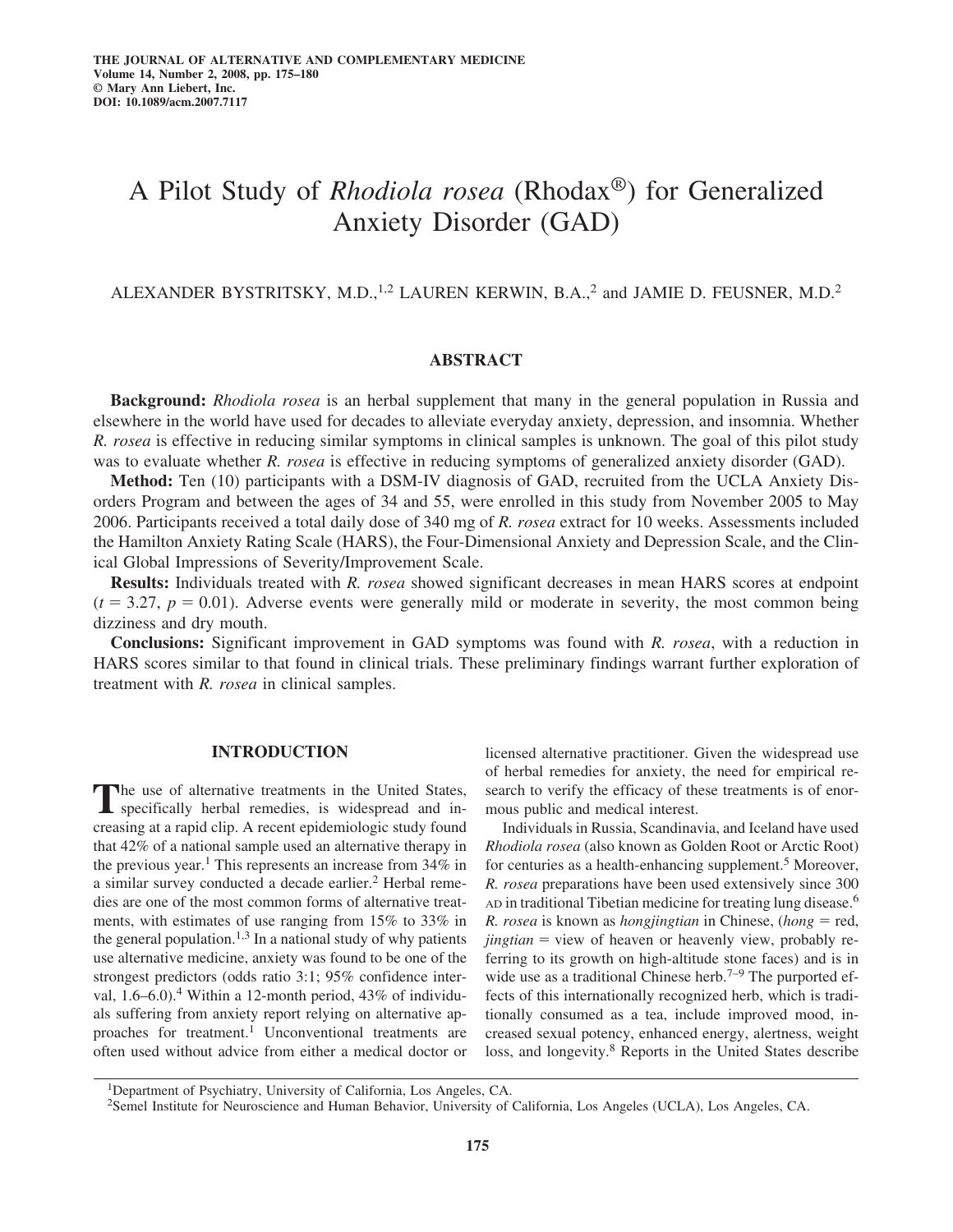# A Pilot Study of *Rhodiola rosea* (Rhodax®) for Generalized Anxiety Disorder (GAD)

ALEXANDER BYSTRITSKY, M.D.,[1,2] LAUREN KERWIN, B.A.,[2] and JAMIE D. FEUSNER, M.D.[2]

## ABSTRACT

**Background:** *Rhodiola rosea* is an herbal supplement that many in the general population in Russia and elsewhere in the world have used for decades to alleviate everyday anxiety, depression, and insomnia. Whether *R. rosea* is effective in reducing similar symptoms in clinical samples is unknown. The goal of this pilot study was to evaluate whether *R. rosea* is effective in reducing symptoms of generalized anxiety disorder (GAD).

**Method:** Ten (10) participants with a DSM-IV diagnosis of GAD, recruited from the UCLA Anxiety Disorders Program and between the ages of 34 and 55, were enrolled in this study from November 2005 to May 2006. Participants received a total daily dose of 340 mg of *R. rosea* extract for 10 weeks. Assessments included the Hamilton Anxiety Rating Scale (HARS), the Four-Dimensional Anxiety and Depression Scale, and the Clinical Global Impressions of Severity/Improvement Scale.

**Results:** Individuals treated with *R. rosea* showed significant decreases in mean HARS scores at endpoint ($t = 3.27$, $p = 0.01$). Adverse events were generally mild or moderate in severity, the most common being dizziness and dry mouth.

**Conclusions:** Significant improvement in GAD symptoms was found with *R. rosea*, with a reduction in HARS scores similar to that found in clinical trials. These preliminary findings warrant further exploration of treatment with *R. rosea* in clinical samples.

## INTRODUCTION

The use of alternative treatments in the United States, specifically herbal remedies, is widespread and increasing at a rapid clip. A recent epidemiologic study found that 42% of a national sample used an alternative therapy in the previous year.[1] This represents an increase from 34% in a similar survey conducted a decade earlier.[2] Herbal remedies are one of the most common forms of alternative treatments, with estimates of use ranging from 15% to 33% in the general population.[1,3] In a national study of why patients use alternative medicine, anxiety was found to be one of the strongest predictors (odds ratio 3:1; 95% confidence interval, 1.6–6.0).[4] Within a 12-month period, 43% of individuals suffering from anxiety report relying on alternative approaches for treatment.[1] Unconventional treatments are often used without advice from either a medical doctor or licensed alternative practitioner. Given the widespread use of herbal remedies for anxiety, the need for empirical research to verify the efficacy of these treatments is of enormous public and medical interest.

Individuals in Russia, Scandinavia, and Iceland have used *Rhodiola rosea* (also known as Golden Root or Arctic Root) for centuries as a health-enhancing supplement.[5] Moreover, *R. rosea* preparations have been used extensively since 300 AD in traditional Tibetian medicine for treating lung disease.[6] *R. rosea* is known as *hongjingtian* in Chinese, (*hong* = red, *jingtian* = view of heaven or heavenly view, probably referring to its growth on high-altitude stone faces) and is in wide use as a traditional Chinese herb.[7–9] The purported effects of this internationally recognized herb, which is traditionally consumed as a tea, include improved mood, increased sexual potency, enhanced energy, alertness, weight loss, and longevity.[8] Reports in the United States describe

[1]Department of Psychiatry, University of California, Los Angeles, CA.

[2]Semel Institute for Neuroscience and Human Behavior, University of California, Los Angeles (UCLA), Los Angeles, CA.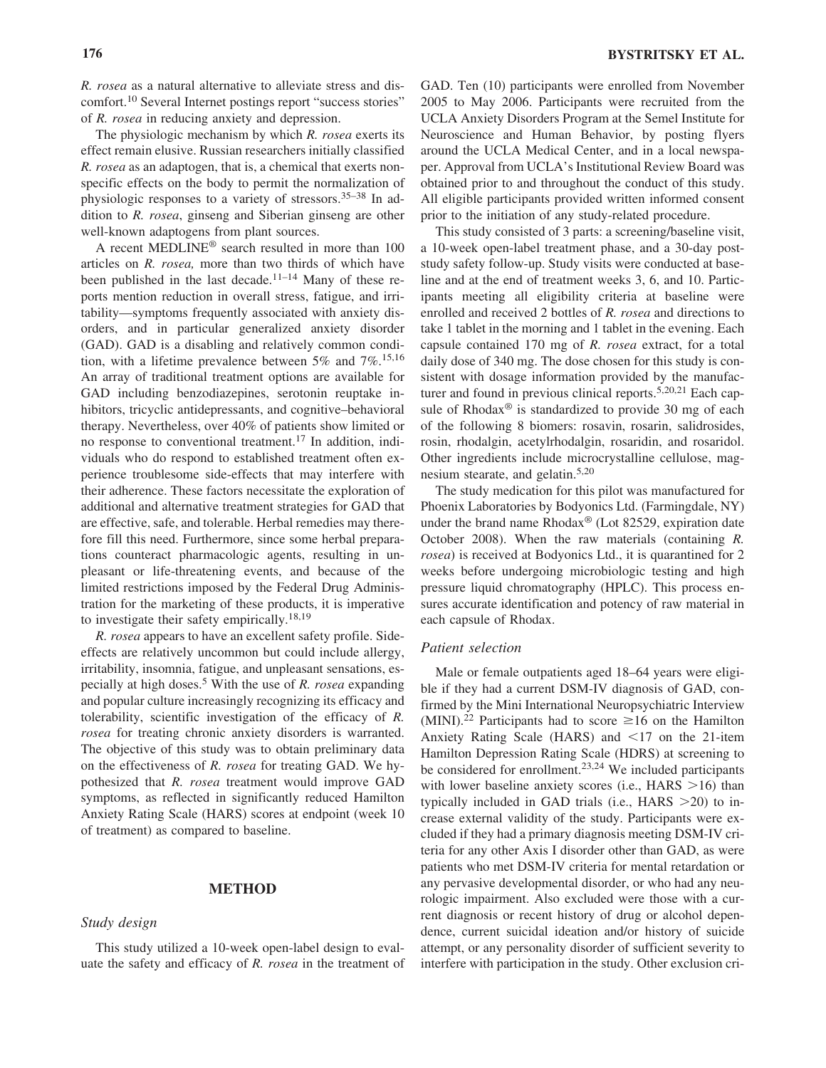*R. rosea* as a natural alternative to alleviate stress and discomfort.[10] Several Internet postings report "success stories" of *R. rosea* in reducing anxiety and depression.

The physiologic mechanism by which *R. rosea* exerts its effect remain elusive. Russian researchers initially classified *R. rosea* as an adaptogen, that is, a chemical that exerts nonspecific effects on the body to permit the normalization of physiologic responses to a variety of stressors.[35–38] In addition to *R. rosea*, ginseng and Siberian ginseng are other well-known adaptogens from plant sources.

A recent MEDLINE® search resulted in more than 100 articles on *R. rosea,* more than two thirds of which have been published in the last decade.[11–14] Many of these reports mention reduction in overall stress, fatigue, and irritability—symptoms frequently associated with anxiety disorders, and in particular generalized anxiety disorder (GAD). GAD is a disabling and relatively common condition, with a lifetime prevalence between 5% and 7%.[15,16] An array of traditional treatment options are available for GAD including benzodiazepines, serotonin reuptake inhibitors, tricyclic antidepressants, and cognitive–behavioral therapy. Nevertheless, over 40% of patients show limited or no response to conventional treatment.[17] In addition, individuals who do respond to established treatment often experience troublesome side-effects that may interfere with their adherence. These factors necessitate the exploration of additional and alternative treatment strategies for GAD that are effective, safe, and tolerable. Herbal remedies may therefore fill this need. Furthermore, since some herbal preparations counteract pharmacologic agents, resulting in unpleasant or life-threatening events, and because of the limited restrictions imposed by the Federal Drug Administration for the marketing of these products, it is imperative to investigate their safety empirically.[18,19]

*R. rosea* appears to have an excellent safety profile. Side-effects are relatively uncommon but could include allergy, irritability, insomnia, fatigue, and unpleasant sensations, especially at high doses.[5] With the use of *R. rosea* expanding and popular culture increasingly recognizing its efficacy and tolerability, scientific investigation of the efficacy of *R. rosea* for treating chronic anxiety disorders is warranted. The objective of this study was to obtain preliminary data on the effectiveness of *R. rosea* for treating GAD. We hypothesized that *R. rosea* treatment would improve GAD symptoms, as reflected in significantly reduced Hamilton Anxiety Rating Scale (HARS) scores at endpoint (week 10 of treatment) as compared to baseline.

## METHOD

### Study design

This study utilized a 10-week open-label design to evaluate the safety and efficacy of *R. rosea* in the treatment of GAD. Ten (10) participants were enrolled from November 2005 to May 2006. Participants were recruited from the UCLA Anxiety Disorders Program at the Semel Institute for Neuroscience and Human Behavior, by posting flyers around the UCLA Medical Center, and in a local newspaper. Approval from UCLA's Institutional Review Board was obtained prior to and throughout the conduct of this study. All eligible participants provided written informed consent prior to the initiation of any study-related procedure.

This study consisted of 3 parts: a screening/baseline visit, a 10-week open-label treatment phase, and a 30-day post-study safety follow-up. Study visits were conducted at baseline and at the end of treatment weeks 3, 6, and 10. Participants meeting all eligibility criteria at baseline were enrolled and received 2 bottles of *R. rosea* and directions to take 1 tablet in the morning and 1 tablet in the evening. Each capsule contained 170 mg of *R. rosea* extract, for a total daily dose of 340 mg. The dose chosen for this study is consistent with dosage information provided by the manufacturer and found in previous clinical reports.[5,20,21] Each capsule of Rhodax® is standardized to provide 30 mg of each of the following 8 biomers: rosavin, rosarin, salidrosides, rosin, rhodalgin, acetylrhodalgin, rosaridin, and rosaridol. Other ingredients include microcrystalline cellulose, magnesium stearate, and gelatin.[5,20]

The study medication for this pilot was manufactured for Phoenix Laboratories by Bodyonics Ltd. (Farmingdale, NY) under the brand name Rhodax® (Lot 82529, expiration date October 2008). When the raw materials (containing *R. rosea*) is received at Bodyonics Ltd., it is quarantined for 2 weeks before undergoing microbiologic testing and high pressure liquid chromatography (HPLC). This process ensures accurate identification and potency of raw material in each capsule of Rhodax.

### Patient selection

Male or female outpatients aged 18–64 years were eligible if they had a current DSM-IV diagnosis of GAD, confirmed by the Mini International Neuropsychiatric Interview (MINI).[22] Participants had to score $\geq$16 on the Hamilton Anxiety Rating Scale (HARS) and $<$17 on the 21-item Hamilton Depression Rating Scale (HDRS) at screening to be considered for enrollment.[23,24] We included participants with lower baseline anxiety scores (i.e., HARS $>$16) than typically included in GAD trials (i.e., HARS $>$20) to increase external validity of the study. Participants were excluded if they had a primary diagnosis meeting DSM-IV criteria for any other Axis I disorder other than GAD, as were patients who met DSM-IV criteria for mental retardation or any pervasive developmental disorder, or who had any neurologic impairment. Also excluded were those with a current diagnosis or recent history of drug or alcohol dependence, current suicidal ideation and/or history of suicide attempt, or any personality disorder of sufficient severity to interfere with participation in the study. Other exclusion cri-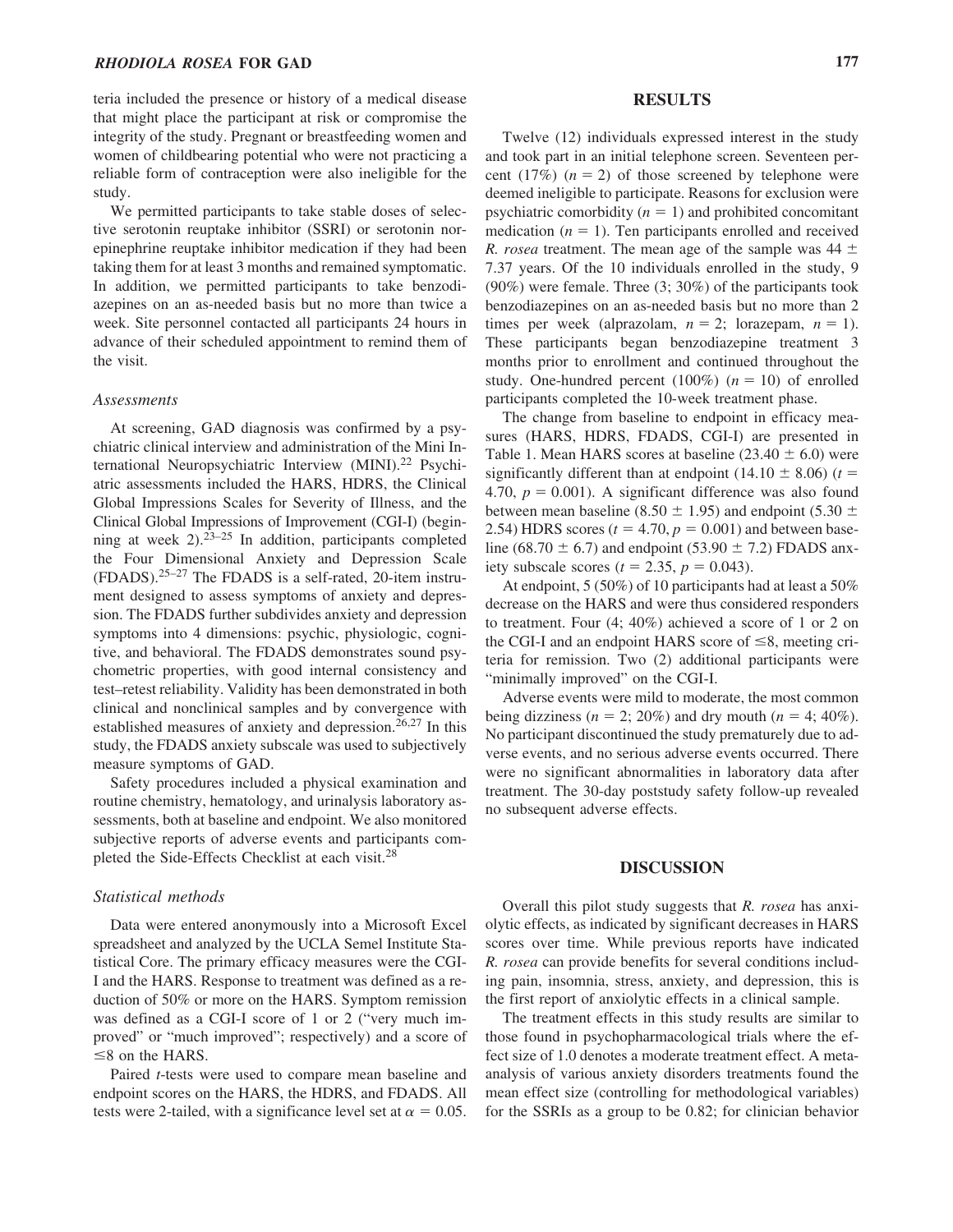teria included the presence or history of a medical disease that might place the participant at risk or compromise the integrity of the study. Pregnant or breastfeeding women and women of childbearing potential who were not practicing a reliable form of contraception were also ineligible for the study.

We permitted participants to take stable doses of selective serotonin reuptake inhibitor (SSRI) or serotonin norepinephrine reuptake inhibitor medication if they had been taking them for at least 3 months and remained symptomatic. In addition, we permitted participants to take benzodiazepines on an as-needed basis but no more than twice a week. Site personnel contacted all participants 24 hours in advance of their scheduled appointment to remind them of the visit.

### *Assessments*

At screening, GAD diagnosis was confirmed by a psychiatric clinical interview and administration of the Mini International Neuropsychiatric Interview (MINI).[22] Psychiatric assessments included the HARS, HDRS, the Clinical Global Impressions Scales for Severity of Illness, and the Clinical Global Impressions of Improvement (CGI-I) (beginning at week 2).[23–25] In addition, participants completed the Four Dimensional Anxiety and Depression Scale (FDADS).[25–27] The FDADS is a self-rated, 20-item instrument designed to assess symptoms of anxiety and depression. The FDADS further subdivides anxiety and depression symptoms into 4 dimensions: psychic, physiologic, cognitive, and behavioral. The FDADS demonstrates sound psychometric properties, with good internal consistency and test–retest reliability. Validity has been demonstrated in both clinical and nonclinical samples and by convergence with established measures of anxiety and depression.[26,27] In this study, the FDADS anxiety subscale was used to subjectively measure symptoms of GAD.

Safety procedures included a physical examination and routine chemistry, hematology, and urinalysis laboratory assessments, both at baseline and endpoint. We also monitored subjective reports of adverse events and participants completed the Side-Effects Checklist at each visit.[28]

### *Statistical methods*

Data were entered anonymously into a Microsoft Excel spreadsheet and analyzed by the UCLA Semel Institute Statistical Core. The primary efficacy measures were the CGI-I and the HARS. Response to treatment was defined as a reduction of 50% or more on the HARS. Symptom remission was defined as a CGI-I score of 1 or 2 ("very much improved" or "much improved"; respectively) and a score of $\leq 8$ on the HARS.

Paired *t*-tests were used to compare mean baseline and endpoint scores on the HARS, the HDRS, and FDADS. All tests were 2-tailed, with a significance level set at $\alpha = 0.05$.

## RESULTS

Twelve (12) individuals expressed interest in the study and took part in an initial telephone screen. Seventeen percent (17%) ($n = 2$) of those screened by telephone were deemed ineligible to participate. Reasons for exclusion were psychiatric comorbidity ($n = 1$) and prohibited concomitant medication ($n = 1$). Ten participants enrolled and received *R. rosea* treatment. The mean age of the sample was $44 \pm 7.37$ years. Of the 10 individuals enrolled in the study, 9 (90%) were female. Three (3; 30%) of the participants took benzodiazepines on an as-needed basis but no more than 2 times per week (alprazolam, $n = 2$; lorazepam, $n = 1$). These participants began benzodiazepine treatment 3 months prior to enrollment and continued throughout the study. One-hundred percent (100%) ($n = 10$) of enrolled participants completed the 10-week treatment phase.

The change from baseline to endpoint in efficacy measures (HARS, HDRS, FDADS, CGI-I) are presented in Table 1. Mean HARS scores at baseline ($23.40 \pm 6.0$) were significantly different than at endpoint ($14.10 \pm 8.06$) ($t = 4.70$, $p = 0.001$). A significant difference was also found between mean baseline ($8.50 \pm 1.95$) and endpoint ($5.30 \pm 2.54$) HDRS scores ($t = 4.70$, $p = 0.001$) and between baseline ($68.70 \pm 6.7$) and endpoint ($53.90 \pm 7.2$) FDADS anxiety subscale scores ($t = 2.35$, $p = 0.043$).

At endpoint, 5 (50%) of 10 participants had at least a 50% decrease on the HARS and were thus considered responders to treatment. Four (4; 40%) achieved a score of 1 or 2 on the CGI-I and an endpoint HARS score of $\leq 8$, meeting criteria for remission. Two (2) additional participants were "minimally improved" on the CGI-I.

Adverse events were mild to moderate, the most common being dizziness ($n = 2$; 20%) and dry mouth ($n = 4$; 40%). No participant discontinued the study prematurely due to adverse events, and no serious adverse events occurred. There were no significant abnormalities in laboratory data after treatment. The 30-day poststudy safety follow-up revealed no subsequent adverse effects.

## DISCUSSION

Overall this pilot study suggests that *R. rosea* has anxiolytic effects, as indicated by significant decreases in HARS scores over time. While previous reports have indicated *R. rosea* can provide benefits for several conditions including pain, insomnia, stress, anxiety, and depression, this is the first report of anxiolytic effects in a clinical sample.

The treatment effects in this study results are similar to those found in psychopharmacological trials where the effect size of 1.0 denotes a moderate treatment effect. A meta-analysis of various anxiety disorders treatments found the mean effect size (controlling for methodological variables) for the SSRIs as a group to be 0.82; for clinician behavior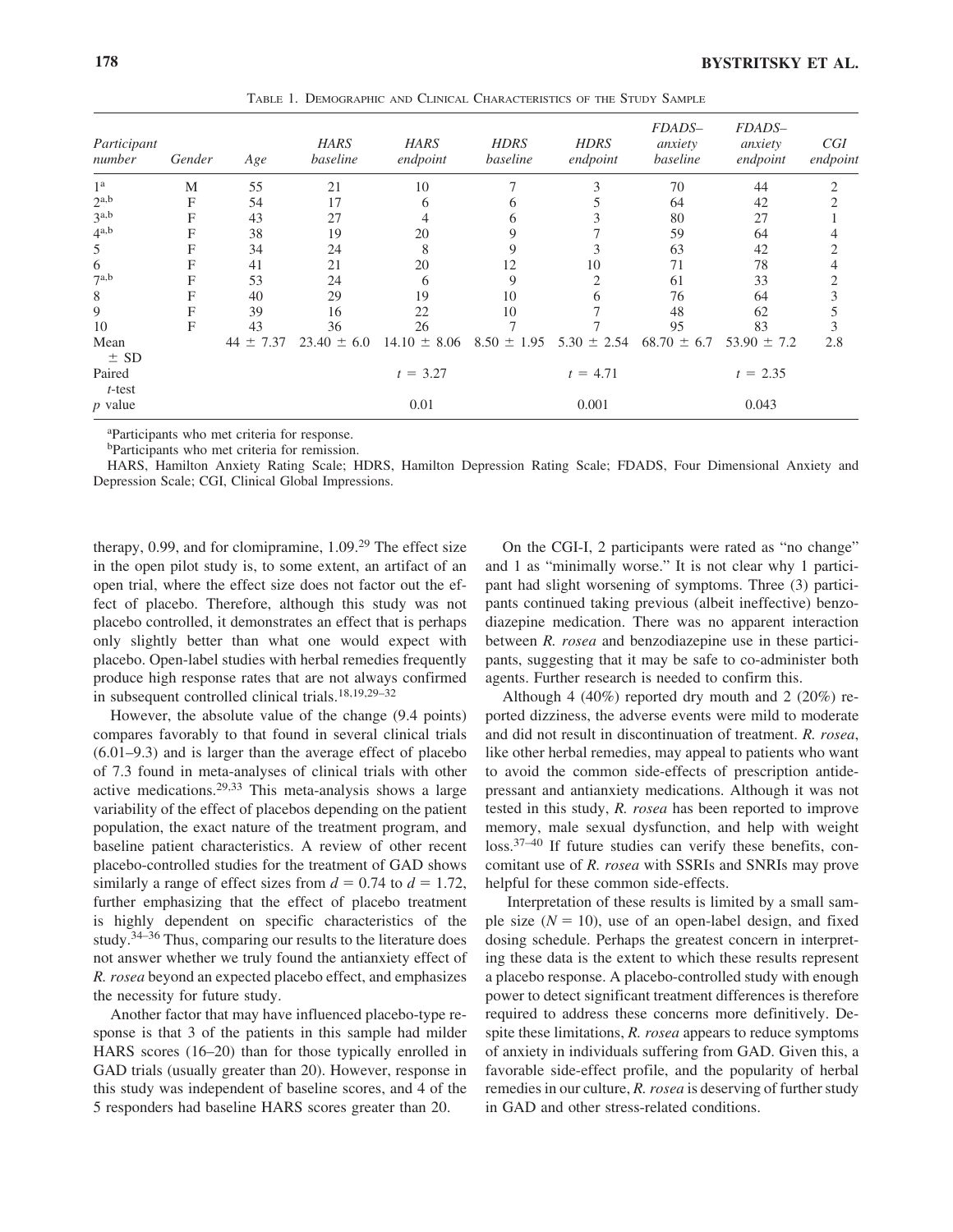Table 1. Demographic and Clinical Characteristics of the Study Sample

| *Participant number* | *Gender* | *Age* | *HARS baseline* | *HARS endpoint* | *HDRS baseline* | *HDRS endpoint* | *FDADS–anxiety baseline* | *FDADS–anxiety endpoint* | *CGI endpoint* |
|---|---|---|---|---|---|---|---|---|---|
| 1[a] | M | 55 | 21 | 10 | 7 | 3 | 70 | 44 | 2 |
| 2[a,b] | F | 54 | 17 | 6 | 6 | 5 | 64 | 42 | 2 |
| 3[a,b] | F | 43 | 27 | 4 | 6 | 3 | 80 | 27 | 1 |
| 4[a,b] | F | 38 | 19 | 20 | 9 | 7 | 59 | 64 | 4 |
| 5 | F | 34 | 24 | 8 | 9 | 3 | 63 | 42 | 2 |
| 6 | F | 41 | 21 | 20 | 12 | 10 | 71 | 78 | 4 |
| 7[a,b] | F | 53 | 24 | 6 | 9 | 2 | 61 | 33 | 2 |
| 8 | F | 40 | 29 | 19 | 10 | 6 | 76 | 64 | 3 |
| 9 | F | 39 | 16 | 22 | 10 | 7 | 48 | 62 | 5 |
| 10 | F | 43 | 36 | 26 | 7 | 7 | 95 | 83 | 3 |
| Mean ± SD | | 44 ± 7.37 | 23.40 ± 6.0 | 14.10 ± 8.06 | 8.50 ± 1.95 | 5.30 ± 2.54 | 68.70 ± 6.7 | 53.90 ± 7.2 | 2.8 |
| Paired *t*-test | | | | $t = 3.27$ | | $t = 4.71$ | | $t = 2.35$ | |
| *p* value | | | | 0.01 | | 0.001 | | 0.043 | |

[a]Participants who met criteria for response.
[b]Participants who met criteria for remission.
HARS, Hamilton Anxiety Rating Scale; HDRS, Hamilton Depression Rating Scale; FDADS, Four Dimensional Anxiety and Depression Scale; CGI, Clinical Global Impressions.

therapy, 0.99, and for clomipramine, 1.09.[29] The effect size in the open pilot study is, to some extent, an artifact of an open trial, where the effect size does not factor out the effect of placebo. Therefore, although this study was not placebo controlled, it demonstrates an effect that is perhaps only slightly better than what one would expect with placebo. Open-label studies with herbal remedies frequently produce high response rates that are not always confirmed in subsequent controlled clinical trials.[18,19,29–32]

However, the absolute value of the change (9.4 points) compares favorably to that found in several clinical trials (6.01–9.3) and is larger than the average effect of placebo of 7.3 found in meta-analyses of clinical trials with other active medications.[29,33] This meta-analysis shows a large variability of the effect of placebos depending on the patient population, the exact nature of the treatment program, and baseline patient characteristics. A review of other recent placebo-controlled studies for the treatment of GAD shows similarly a range of effect sizes from $d = 0.74$ to $d = 1.72$, further emphasizing that the effect of placebo treatment is highly dependent on specific characteristics of the study.[34–36] Thus, comparing our results to the literature does not answer whether we truly found the antianxiety effect of *R. rosea* beyond an expected placebo effect, and emphasizes the necessity for future study.

Another factor that may have influenced placebo-type response is that 3 of the patients in this sample had milder HARS scores (16–20) than for those typically enrolled in GAD trials (usually greater than 20). However, response in this study was independent of baseline scores, and 4 of the 5 responders had baseline HARS scores greater than 20.

On the CGI-I, 2 participants were rated as "no change" and 1 as "minimally worse." It is not clear why 1 participant had slight worsening of symptoms. Three (3) participants continued taking previous (albeit ineffective) benzodiazepine medication. There was no apparent interaction between *R. rosea* and benzodiazepine use in these participants, suggesting that it may be safe to co-administer both agents. Further research is needed to confirm this.

Although 4 (40%) reported dry mouth and 2 (20%) reported dizziness, the adverse events were mild to moderate and did not result in discontinuation of treatment. *R. rosea*, like other herbal remedies, may appeal to patients who want to avoid the common side-effects of prescription antidepressant and antianxiety medications. Although it was not tested in this study, *R. rosea* has been reported to improve memory, male sexual dysfunction, and help with weight loss.[37–40] If future studies can verify these benefits, concomitant use of *R. rosea* with SSRIs and SNRIs may prove helpful for these common side-effects.

Interpretation of these results is limited by a small sample size ($N = 10$), use of an open-label design, and fixed dosing schedule. Perhaps the greatest concern in interpreting these data is the extent to which these results represent a placebo response. A placebo-controlled study with enough power to detect significant treatment differences is therefore required to address these concerns more definitively. Despite these limitations, *R. rosea* appears to reduce symptoms of anxiety in individuals suffering from GAD. Given this, a favorable side-effect profile, and the popularity of herbal remedies in our culture, *R. rosea* is deserving of further study in GAD and other stress-related conditions.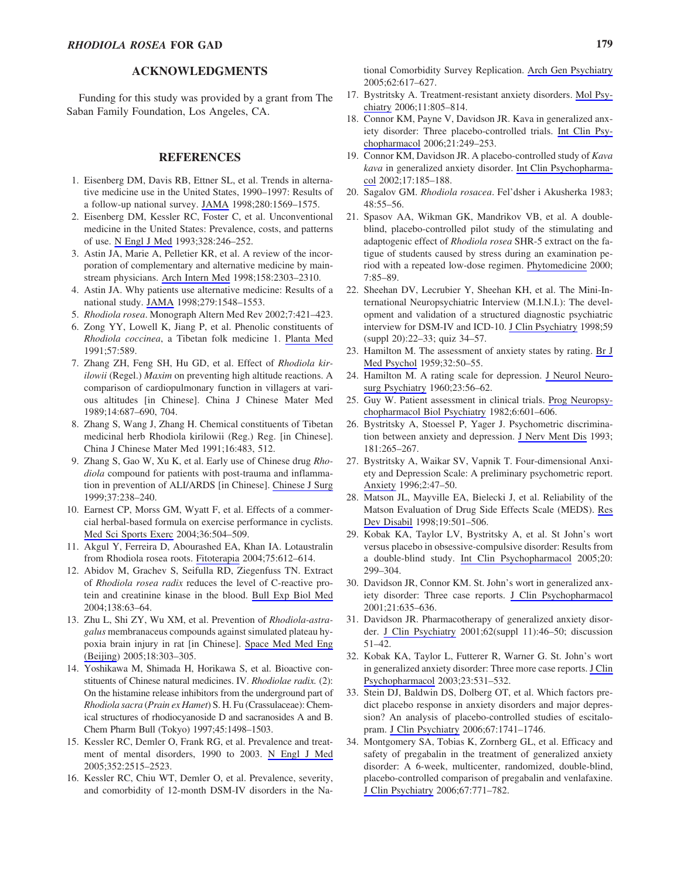## ACKNOWLEDGMENTS

Funding for this study was provided by a grant from The Saban Family Foundation, Los Angeles, CA.

## REFERENCES

1. Eisenberg DM, Davis RB, Ettner SL, et al. Trends in alternative medicine use in the United States, 1990–1997: Results of a follow-up national survey. JAMA 1998;280:1569–1575.
2. Eisenberg DM, Kessler RC, Foster C, et al. Unconventional medicine in the United States: Prevalence, costs, and patterns of use. N Engl J Med 1993;328:246–252.
3. Astin JA, Marie A, Pelletier KR, et al. A review of the incorporation of complementary and alternative medicine by mainstream physicians. Arch Intern Med 1998;158:2303–2310.
4. Astin JA. Why patients use alternative medicine: Results of a national study. JAMA 1998;279:1548–1553.
5. *Rhodiola rosea*. Monograph Altern Med Rev 2002;7:421–423.
6. Zong YY, Lowell K, Jiang P, et al. Phenolic constituents of *Rhodiola coccinea*, a Tibetan folk medicine 1. Planta Med 1991;57:589.
7. Zhang ZH, Feng SH, Hu GD, et al. Effect of *Rhodiola kirilowii* (Regel.) *Maxim* on preventing high altitude reactions. A comparison of cardiopulmonary function in villagers at various altitudes [in Chinese]. China J Chinese Mater Med 1989;14:687–690, 704.
8. Zhang S, Wang J, Zhang H. Chemical constituents of Tibetan medicinal herb Rhodiola kirilowii (Reg.) Reg. [in Chinese]. China J Chinese Mater Med 1991;16:483, 512.
9. Zhang S, Gao W, Xu K, et al. Early use of Chinese drug *Rhodiola* compound for patients with post-trauma and inflammation in prevention of ALI/ARDS [in Chinese]. Chinese J Surg 1999;37:238–240.
10. Earnest CP, Morss GM, Wyatt F, et al. Effects of a commercial herbal-based formula on exercise performance in cyclists. Med Sci Sports Exerc 2004;36:504–509.
11. Akgul Y, Ferreira D, Abourashed EA, Khan IA. Lotaustralin from Rhodiola rosea roots. Fitoterapia 2004;75:612–614.
12. Abidov M, Grachev S, Seifulla RD, Ziegenfuss TN. Extract of *Rhodiola rosea radix* reduces the level of C-reactive protein and creatinine kinase in the blood. Bull Exp Biol Med 2004;138:63–64.
13. Zhu L, Shi ZY, Wu XM, et al. Prevention of *Rhodiola-astragalus* membranaceus compounds against simulated plateau hypoxia brain injury in rat [in Chinese]. Space Med Med Eng (Beijing) 2005;18:303–305.
14. Yoshikawa M, Shimada H, Horikawa S, et al. Bioactive constituents of Chinese natural medicines. IV. *Rhodiolae radix.* (2): On the histamine release inhibitors from the underground part of *Rhodiola sacra* (*Prain ex Hamet*) S. H. Fu (Crassulaceae): Chemical structures of rhodiocyanoside D and sacranosides A and B. Chem Pharm Bull (Tokyo) 1997;45:1498–1503.
15. Kessler RC, Demler O, Frank RG, et al. Prevalence and treatment of mental disorders, 1990 to 2003. N Engl J Med 2005;352:2515–2523.
16. Kessler RC, Chiu WT, Demler O, et al. Prevalence, severity, and comorbidity of 12-month DSM-IV disorders in the National Comorbidity Survey Replication. Arch Gen Psychiatry 2005;62:617–627.
17. Bystritsky A. Treatment-resistant anxiety disorders. Mol Psychiatry 2006;11:805–814.
18. Connor KM, Payne V, Davidson JR. Kava in generalized anxiety disorder: Three placebo-controlled trials. Int Clin Psychopharmacol 2006;21:249–253.
19. Connor KM, Davidson JR. A placebo-controlled study of *Kava kava* in generalized anxiety disorder. Int Clin Psychopharmacol 2002;17:185–188.
20. Sagalov GM. *Rhodiola rosacea*. Fel'dsher i Akusherka 1983; 48:55–56.
21. Spasov AA, Wikman GK, Mandrikov VB, et al. A double-blind, placebo-controlled pilot study of the stimulating and adaptogenic effect of *Rhodiola rosea* SHR-5 extract on the fatigue of students caused by stress during an examination period with a repeated low-dose regimen. Phytomedicine 2000; 7:85–89.
22. Sheehan DV, Lecrubier Y, Sheehan KH, et al. The Mini-International Neuropsychiatric Interview (M.I.N.I.): The development and validation of a structured diagnostic psychiatric interview for DSM-IV and ICD-10. J Clin Psychiatry 1998;59 (suppl 20):22–33; quiz 34–57.
23. Hamilton M. The assessment of anxiety states by rating. Br J Med Psychol 1959;32:50–55.
24. Hamilton M. A rating scale for depression. J Neurol Neurosurg Psychiatry 1960;23:56–62.
25. Guy W. Patient assessment in clinical trials. Prog Neuropsychopharmacol Biol Psychiatry 1982;6:601–606.
26. Bystritsky A, Stoessel P, Yager J. Psychometric discrimination between anxiety and depression. J Nerv Ment Dis 1993; 181:265–267.
27. Bystritsky A, Waikar SV, Vapnik T. Four-dimensional Anxiety and Depression Scale: A preliminary psychometric report. Anxiety 1996;2:47–50.
28. Matson JL, Mayville EA, Bielecki J, et al. Reliability of the Matson Evaluation of Drug Side Effects Scale (MEDS). Res Dev Disabil 1998;19:501–506.
29. Kobak KA, Taylor LV, Bystritsky A, et al. St John's wort versus placebo in obsessive-compulsive disorder: Results from a double-blind study. Int Clin Psychopharmacol 2005;20: 299–304.
30. Davidson JR, Connor KM. St. John's wort in generalized anxiety disorder: Three case reports. J Clin Psychopharmacol 2001;21:635–636.
31. Davidson JR. Pharmacotherapy of generalized anxiety disorder. J Clin Psychiatry 2001;62(suppl 11):46–50; discussion 51–42.
32. Kobak KA, Taylor L, Futterer R, Warner G. St. John's wort in generalized anxiety disorder: Three more case reports. J Clin Psychopharmacol 2003;23:531–532.
33. Stein DJ, Baldwin DS, Dolberg OT, et al. Which factors predict placebo response in anxiety disorders and major depression? An analysis of placebo-controlled studies of escitalopram. J Clin Psychiatry 2006;67:1741–1746.
34. Montgomery SA, Tobias K, Zornberg GL, et al. Efficacy and safety of pregabalin in the treatment of generalized anxiety disorder: A 6-week, multicenter, randomized, double-blind, placebo-controlled comparison of pregabalin and venlafaxine. J Clin Psychiatry 2006;67:771–782.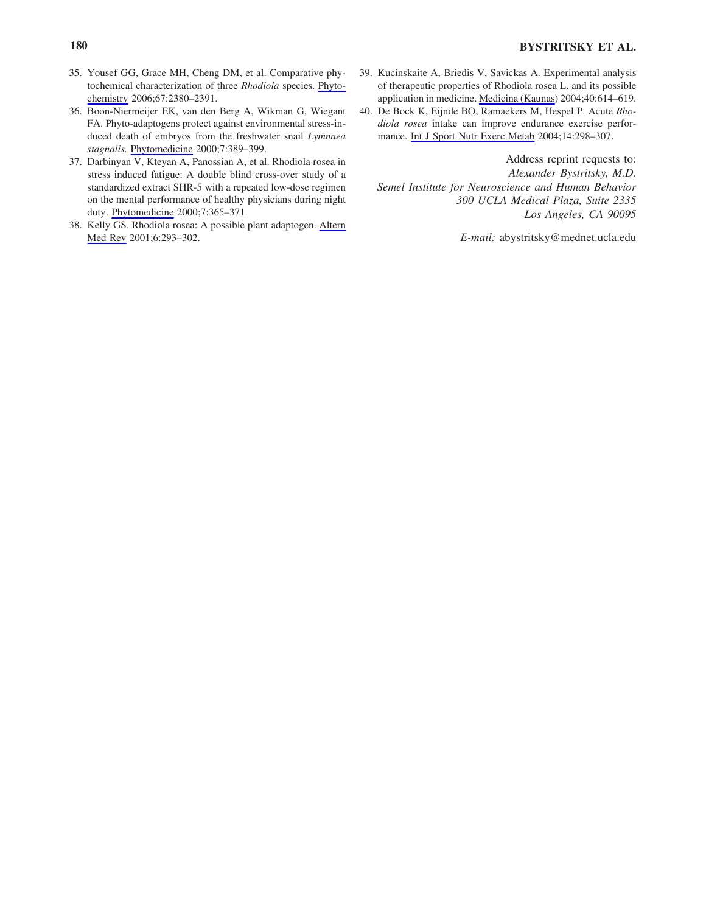35. Yousef GG, Grace MH, Cheng DM, et al. Comparative phytochemical characterization of three *Rhodiola* species. Phytochemistry 2006;67:2380–2391.
36. Boon-Niermeijer EK, van den Berg A, Wikman G, Wiegant FA. Phyto-adaptogens protect against environmental stress-induced death of embryos from the freshwater snail *Lymnaea stagnalis*. Phytomedicine 2000;7:389–399.
37. Darbinyan V, Kteyan A, Panossian A, et al. Rhodiola rosea in stress induced fatigue: A double blind cross-over study of a standardized extract SHR-5 with a repeated low-dose regimen on the mental performance of healthy physicians during night duty. Phytomedicine 2000;7:365–371.
38. Kelly GS. Rhodiola rosea: A possible plant adaptogen. Altern Med Rev 2001;6:293–302.
39. Kucinskaite A, Briedis V, Savickas A. Experimental analysis of therapeutic properties of Rhodiola rosea L. and its possible application in medicine. Medicina (Kaunas) 2004;40:614–619.
40. De Bock K, Eijnde BO, Ramaekers M, Hespel P. Acute *Rhodiola rosea* intake can improve endurance exercise performance. Int J Sport Nutr Exerc Metab 2004;14:298–307.

Address reprint requests to:
*Alexander Bystritsky, M.D.*
*Semel Institute for Neuroscience and Human Behavior*
*300 UCLA Medical Plaza, Suite 2335*
*Los Angeles, CA 90095*

*E-mail:* abystritsky@mednet.ucla.edu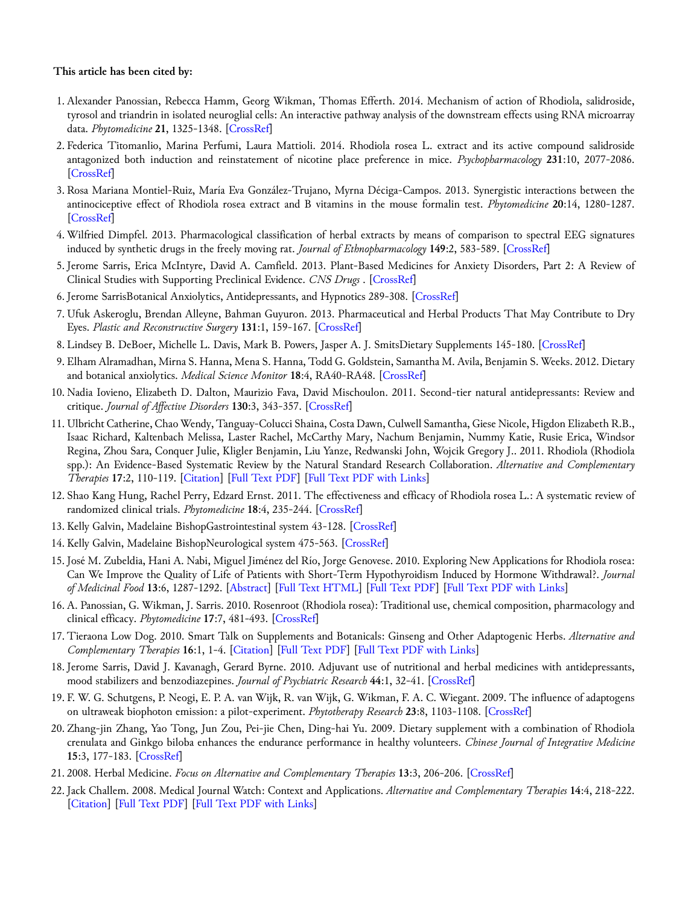**This article has been cited by:**

1. Alexander Panossian, Rebecca Hamm, Georg Wikman, Thomas Efferth. 2014. Mechanism of action of Rhodiola, salidroside, tyrosol and triandrin in isolated neuroglial cells: An interactive pathway analysis of the downstream effects using RNA microarray data. *Phytomedicine* **21**, 1325-1348. [CrossRef]
2. Federica Titomanlio, Marina Perfumi, Laura Mattioli. 2014. Rhodiola rosea L. extract and its active compound salidroside antagonized both induction and reinstatement of nicotine place preference in mice. *Psychopharmacology* **231**:10, 2077-2086. [CrossRef]
3. Rosa Mariana Montiel-Ruiz, María Eva González-Trujano, Myrna Déciga-Campos. 2013. Synergistic interactions between the antinociceptive effect of Rhodiola rosea extract and B vitamins in the mouse formalin test. *Phytomedicine* **20**:14, 1280-1287. [CrossRef]
4. Wilfried Dimpfel. 2013. Pharmacological classification of herbal extracts by means of comparison to spectral EEG signatures induced by synthetic drugs in the freely moving rat. *Journal of Ethnopharmacology* **149**:2, 583-589. [CrossRef]
5. Jerome Sarris, Erica McIntyre, David A. Camfield. 2013. Plant-Based Medicines for Anxiety Disorders, Part 2: A Review of Clinical Studies with Supporting Preclinical Evidence. *CNS Drugs* . [CrossRef]
6. Jerome SarrisBotanical Anxiolytics, Antidepressants, and Hypnotics 289-308. [CrossRef]
7. Ufuk Askeroglu, Brendan Alleyne, Bahman Guyuron. 2013. Pharmaceutical and Herbal Products That May Contribute to Dry Eyes. *Plastic and Reconstructive Surgery* **131**:1, 159-167. [CrossRef]
8. Lindsey B. DeBoer, Michelle L. Davis, Mark B. Powers, Jasper A. J. SmitsDietary Supplements 145-180. [CrossRef]
9. Elham Alramadhan, Mirna S. Hanna, Mena S. Hanna, Todd G. Goldstein, Samantha M. Avila, Benjamin S. Weeks. 2012. Dietary and botanical anxiolytics. *Medical Science Monitor* **18**:4, RA40-RA48. [CrossRef]
10. Nadia Iovieno, Elizabeth D. Dalton, Maurizio Fava, David Mischoulon. 2011. Second-tier natural antidepressants: Review and critique. *Journal of Affective Disorders* **130**:3, 343-357. [CrossRef]
11. Ulbricht Catherine, Chao Wendy, Tanguay-Colucci Shaina, Costa Dawn, Culwell Samantha, Giese Nicole, Higdon Elizabeth R.B., Isaac Richard, Kaltenbach Melissa, Laster Rachel, McCarthy Mary, Nachum Benjamin, Nummy Katie, Rusie Erica, Windsor Regina, Zhou Sara, Conquer Julie, Kligler Benjamin, Liu Yanze, Redwanski John, Wojcik Gregory J.. 2011. Rhodiola (Rhodiola spp.): An Evidence-Based Systematic Review by the Natural Standard Research Collaboration. *Alternative and Complementary Therapies* **17**:2, 110-119. [Citation] [Full Text PDF] [Full Text PDF with Links]
12. Shao Kang Hung, Rachel Perry, Edzard Ernst. 2011. The effectiveness and efficacy of Rhodiola rosea L.: A systematic review of randomized clinical trials. *Phytomedicine* **18**:4, 235-244. [CrossRef]
13. Kelly Galvin, Madelaine BishopGastrointestinal system 43-128. [CrossRef]
14. Kelly Galvin, Madelaine BishopNeurological system 475-563. [CrossRef]
15. José M. Zubeldia, Hani A. Nabi, Miguel Jiménez del Río, Jorge Genovese. 2010. Exploring New Applications for Rhodiola rosea: Can We Improve the Quality of Life of Patients with Short-Term Hypothyroidism Induced by Hormone Withdrawal?. *Journal of Medicinal Food* **13**:6, 1287-1292. [Abstract] [Full Text HTML] [Full Text PDF] [Full Text PDF with Links]
16. A. Panossian, G. Wikman, J. Sarris. 2010. Rosenroot (Rhodiola rosea): Traditional use, chemical composition, pharmacology and clinical efficacy. *Phytomedicine* **17**:7, 481-493. [CrossRef]
17. Tieraona Low Dog. 2010. Smart Talk on Supplements and Botanicals: Ginseng and Other Adaptogenic Herbs. *Alternative and Complementary Therapies* **16**:1, 1-4. [Citation] [Full Text PDF] [Full Text PDF with Links]
18. Jerome Sarris, David J. Kavanagh, Gerard Byrne. 2010. Adjuvant use of nutritional and herbal medicines with antidepressants, mood stabilizers and benzodiazepines. *Journal of Psychiatric Research* **44**:1, 32-41. [CrossRef]
19. F. W. G. Schutgens, P. Neogi, E. P. A. van Wijk, R. van Wijk, G. Wikman, F. A. C. Wiegant. 2009. The influence of adaptogens on ultraweak biophoton emission: a pilot-experiment. *Phytotherapy Research* **23**:8, 1103-1108. [CrossRef]
20. Zhang-jin Zhang, Yao Tong, Jun Zou, Pei-jie Chen, Ding-hai Yu. 2009. Dietary supplement with a combination of Rhodiola crenulata and Ginkgo biloba enhances the endurance performance in healthy volunteers. *Chinese Journal of Integrative Medicine* **15**:3, 177-183. [CrossRef]
21. 2008. Herbal Medicine. *Focus on Alternative and Complementary Therapies* **13**:3, 206-206. [CrossRef]
22. Jack Challem. 2008. Medical Journal Watch: Context and Applications. *Alternative and Complementary Therapies* **14**:4, 218-222. [Citation] [Full Text PDF] [Full Text PDF with Links]